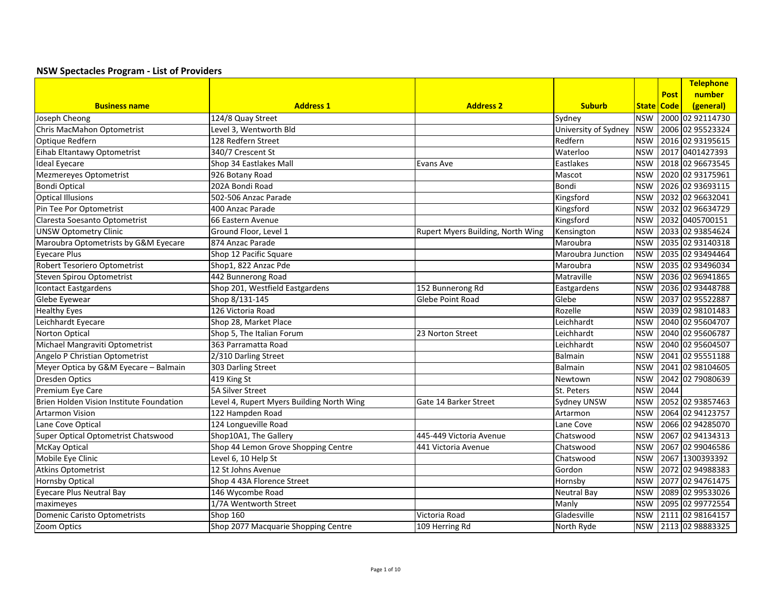## NSW Spectacles Program - List of Providers

| Business name | Address 1 | Address 2 | Suburb | State | Post Code | Telephone number (general) |
|---|---|---|---|---|---|---|
| Joseph Cheong | 124/8 Quay Street | | Sydney | NSW | 2000 | 02 92114730 |
| Chris MacMahon Optometrist | Level 3, Wentworth Bld | | University of Sydney | NSW | 2006 | 02 95523324 |
| Optique Redfern | 128 Redfern Street | | Redfern | NSW | 2016 | 02 93195615 |
| Eihab Eltantawy Optometrist | 340/7 Crescent St | | Waterloo | NSW | 2017 | 0401427393 |
| Ideal Eyecare | Shop 34 Eastlakes Mall | Evans Ave | Eastlakes | NSW | 2018 | 02 96673545 |
| Mezmereyes Optometrist | 926 Botany Road | | Mascot | NSW | 2020 | 02 93175961 |
| Bondi Optical | 202A Bondi Road | | Bondi | NSW | 2026 | 02 93693115 |
| Optical Illusions | 502-506 Anzac Parade | | Kingsford | NSW | 2032 | 02 96632041 |
| Pin Tee Por Optometrist | 400 Anzac Parade | | Kingsford | NSW | 2032 | 02 96634729 |
| Claresta Soesanto Optometrist | 66 Eastern Avenue | | Kingsford | NSW | 2032 | 0405700151 |
| UNSW Optometry Clinic | Ground Floor, Level 1 | Rupert Myers Building, North Wing | Kensington | NSW | 2033 | 02 93854624 |
| Maroubra Optometrists by G&M Eyecare | 874 Anzac Parade | | Maroubra | NSW | 2035 | 02 93140318 |
| Eyecare Plus | Shop 12 Pacific Square | | Maroubra Junction | NSW | 2035 | 02 93494464 |
| Robert Tesoriero Optometrist | Shop1, 822 Anzac Pde | | Maroubra | NSW | 2035 | 02 93496034 |
| Steven Spirou Optometrist | 442 Bunnerong Road | | Matraville | NSW | 2036 | 02 96941865 |
| Icontact Eastgardens | Shop 201, Westfield Eastgardens | 152 Bunnerong Rd | Eastgardens | NSW | 2036 | 02 93448788 |
| Glebe Eyewear | Shop 8/131-145 | Glebe Point Road | Glebe | NSW | 2037 | 02 95522887 |
| Healthy Eyes | 126 Victoria Road | | Rozelle | NSW | 2039 | 02 98101483 |
| Leichhardt Eyecare | Shop 28, Market Place | | Leichhardt | NSW | 2040 | 02 95604707 |
| Norton Optical | Shop 5, The Italian Forum | 23 Norton Street | Leichhardt | NSW | 2040 | 02 95606787 |
| Michael Mangraviti Optometrist | 363 Parramatta Road | | Leichhardt | NSW | 2040 | 02 95604507 |
| Angelo P Christian Optometrist | 2/310 Darling Street | | Balmain | NSW | 2041 | 02 95551188 |
| Meyer Optica by G&M Eyecare – Balmain | 303 Darling Street | | Balmain | NSW | 2041 | 02 98104605 |
| Dresden Optics | 419 King St | | Newtown | NSW | 2042 | 02 79080639 |
| Premium Eye Care | 5A Silver Street | | St. Peters | NSW | 2044 | |
| Brien Holden Vision Institute Foundation | Level 4, Rupert Myers Building North Wing | Gate 14 Barker Street | Sydney UNSW | NSW | 2052 | 02 93857463 |
| Artarmon Vision | 122 Hampden Road | | Artarmon | NSW | 2064 | 02 94123757 |
| Lane Cove Optical | 124 Longueville Road | | Lane Cove | NSW | 2066 | 02 94285070 |
| Super Optical Optometrist Chatswood | Shop10A1, The Gallery | 445-449 Victoria Avenue | Chatswood | NSW | 2067 | 02 94134313 |
| McKay Optical | Shop 44 Lemon Grove Shopping Centre | 441 Victoria Avenue | Chatswood | NSW | 2067 | 02 99046586 |
| Mobile Eye Clinic | Level 6, 10 Help St | | Chatswood | NSW | 2067 | 1300393392 |
| Atkins Optometrist | 12 St Johns Avenue | | Gordon | NSW | 2072 | 02 94988383 |
| Hornsby Optical | Shop 4 43A Florence Street | | Hornsby | NSW | 2077 | 02 94761475 |
| Eyecare Plus Neutral Bay | 146 Wycombe Road | | Neutral Bay | NSW | 2089 | 02 99533026 |
| maximeyes | 1/7A Wentworth Street | | Manly | NSW | 2095 | 02 99772554 |
| Domenic Caristo Optometrists | Shop 160 | Victoria Road | Gladesville | NSW | 2111 | 02 98164157 |
| Zoom Optics | Shop 2077 Macquarie Shopping Centre | 109 Herring Rd | North Ryde | NSW | 2113 | 02 98883325 |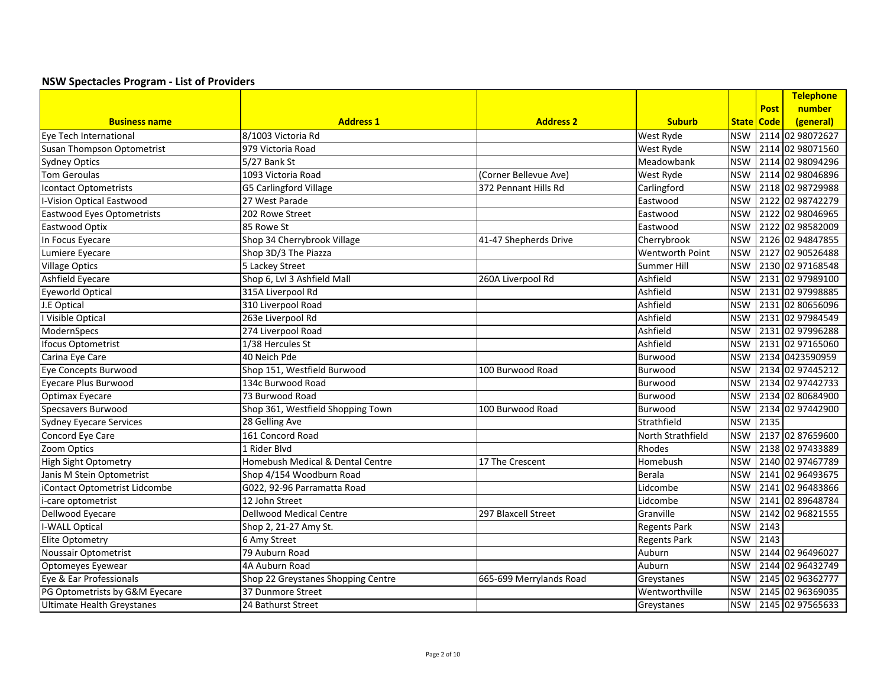## NSW Spectacles Program - List of Providers

| Business name | Address 1 | Address 2 | Suburb | State | Post Code | Telephone number (general) |
|---|---|---|---|---|---|---|
| Eye Tech International | 8/1003 Victoria Rd | | West Ryde | NSW | 2114 | 02 98072627 |
| Susan Thompson Optometrist | 979 Victoria Road | | West Ryde | NSW | 2114 | 02 98071560 |
| Sydney Optics | 5/27 Bank St | | Meadowbank | NSW | 2114 | 02 98094296 |
| Tom Geroulas | 1093 Victoria Road | (Corner Bellevue Ave) | West Ryde | NSW | 2114 | 02 98046896 |
| Icontact Optometrists | G5 Carlingford Village | 372 Pennant Hills Rd | Carlingford | NSW | 2118 | 02 98729988 |
| I-Vision Optical Eastwood | 27 West Parade | | Eastwood | NSW | 2122 | 02 98742279 |
| Eastwood Eyes Optometrists | 202 Rowe Street | | Eastwood | NSW | 2122 | 02 98046965 |
| Eastwood Optix | 85 Rowe St | | Eastwood | NSW | 2122 | 02 98582009 |
| In Focus Eyecare | Shop 34 Cherrybrook Village | 41-47 Shepherds Drive | Cherrybrook | NSW | 2126 | 02 94847855 |
| Lumiere Eyecare | Shop 3D/3 The Piazza | | Wentworth Point | NSW | 2127 | 02 90526488 |
| Village Optics | 5 Lackey Street | | Summer Hill | NSW | 2130 | 02 97168548 |
| Ashfield Eyecare | Shop 6, Lvl 3 Ashfield Mall | 260A Liverpool Rd | Ashfield | NSW | 2131 | 02 97989100 |
| Eyeworld Optical | 315A Liverpool Rd | | Ashfield | NSW | 2131 | 02 97998885 |
| J.E Optical | 310 Liverpool Road | | Ashfield | NSW | 2131 | 02 80656096 |
| I Visible Optical | 263e Liverpool Rd | | Ashfield | NSW | 2131 | 02 97984549 |
| ModernSpecs | 274 Liverpool Road | | Ashfield | NSW | 2131 | 02 97996288 |
| Ifocus Optometrist | 1/38 Hercules St | | Ashfield | NSW | 2131 | 02 97165060 |
| Carina Eye Care | 40 Neich Pde | | Burwood | NSW | 2134 | 0423590959 |
| Eye Concepts Burwood | Shop 151, Westfield Burwood | 100 Burwood Road | Burwood | NSW | 2134 | 02 97445212 |
| Eyecare Plus Burwood | 134c Burwood Road | | Burwood | NSW | 2134 | 02 97442733 |
| Optimax Eyecare | 73 Burwood Road | | Burwood | NSW | 2134 | 02 80684900 |
| Specsavers Burwood | Shop 361, Westfield Shopping Town | 100 Burwood Road | Burwood | NSW | 2134 | 02 97442900 |
| Sydney Eyecare Services | 28 Gelling Ave | | Strathfield | NSW | 2135 | |
| Concord Eye Care | 161 Concord Road | | North Strathfield | NSW | 2137 | 02 87659600 |
| Zoom Optics | 1 Rider Blvd | | Rhodes | NSW | 2138 | 02 97433889 |
| High Sight Optometry | Homebush Medical & Dental Centre | 17 The Crescent | Homebush | NSW | 2140 | 02 97467789 |
| Janis M Stein Optometrist | Shop 4/154 Woodburn Road | | Berala | NSW | 2141 | 02 96493675 |
| iContact Optometrist Lidcombe | G022, 92-96 Parramatta Road | | Lidcombe | NSW | 2141 | 02 96483866 |
| i-care optometrist | 12 John Street | | Lidcombe | NSW | 2141 | 02 89648784 |
| Dellwood Eyecare | Dellwood Medical Centre | 297 Blaxcell Street | Granville | NSW | 2142 | 02 96821555 |
| I-WALL Optical | Shop 2, 21-27 Amy St. | | Regents Park | NSW | 2143 | |
| Elite Optometry | 6 Amy Street | | Regents Park | NSW | 2143 | |
| Noussair Optometrist | 79 Auburn Road | | Auburn | NSW | 2144 | 02 96496027 |
| Optomeyes Eyewear | 4A Auburn Road | | Auburn | NSW | 2144 | 02 96432749 |
| Eye & Ear Professionals | Shop 22 Greystanes Shopping Centre | 665-699 Merrylands Road | Greystanes | NSW | 2145 | 02 96362777 |
| PG Optometrists by G&M Eyecare | 37 Dunmore Street | | Wentworthville | NSW | 2145 | 02 96369035 |
| Ultimate Health Greystanes | 24 Bathurst Street | | Greystanes | NSW | 2145 | 02 97565633 |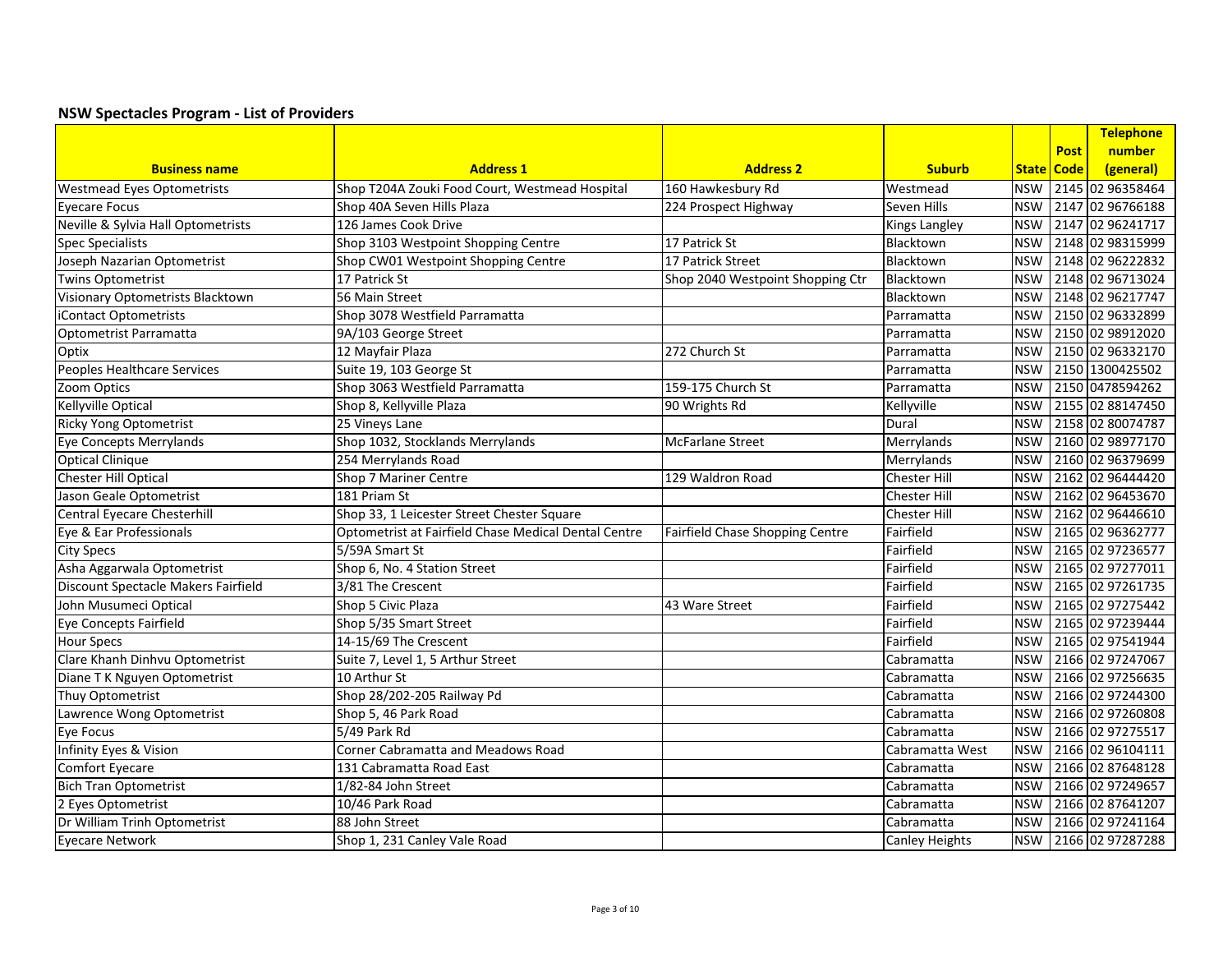## NSW Spectacles Program - List of Providers

| Business name | Address 1 | Address 2 | Suburb | State | Post Code | Telephone number (general) |
|---|---|---|---|---|---|---|
| Westmead Eyes Optometrists | Shop T204A Zouki Food Court, Westmead Hospital | 160 Hawkesbury Rd | Westmead | NSW | 2145 | 02 96358464 |
| Eyecare Focus | Shop 40A Seven Hills Plaza | 224 Prospect Highway | Seven Hills | NSW | 2147 | 02 96766188 |
| Neville & Sylvia Hall Optometrists | 126 James Cook Drive | | Kings Langley | NSW | 2147 | 02 96241717 |
| Spec Specialists | Shop 3103 Westpoint Shopping Centre | 17 Patrick St | Blacktown | NSW | 2148 | 02 98315999 |
| Joseph Nazarian Optometrist | Shop CW01 Westpoint Shopping Centre | 17 Patrick Street | Blacktown | NSW | 2148 | 02 96222832 |
| Twins Optometrist | 17 Patrick St | Shop 2040 Westpoint Shopping Ctr | Blacktown | NSW | 2148 | 02 96713024 |
| Visionary Optometrists Blacktown | 56 Main Street | | Blacktown | NSW | 2148 | 02 96217747 |
| iContact Optometrists | Shop 3078 Westfield Parramatta | | Parramatta | NSW | 2150 | 02 96332899 |
| Optometrist Parramatta | 9A/103 George Street | | Parramatta | NSW | 2150 | 02 98912020 |
| Optix | 12 Mayfair Plaza | 272 Church St | Parramatta | NSW | 2150 | 02 96332170 |
| Peoples Healthcare Services | Suite 19, 103 George St | | Parramatta | NSW | 2150 | 1300425502 |
| Zoom Optics | Shop 3063 Westfield Parramatta | 159-175 Church St | Parramatta | NSW | 2150 | 0478594262 |
| Kellyville Optical | Shop 8, Kellyville Plaza | 90 Wrights Rd | Kellyville | NSW | 2155 | 02 88147450 |
| Ricky Yong Optometrist | 25 Vineys Lane | | Dural | NSW | 2158 | 02 80074787 |
| Eye Concepts Merrylands | Shop 1032, Stocklands Merrylands | McFarlane Street | Merrylands | NSW | 2160 | 02 98977170 |
| Optical Clinique | 254 Merrylands Road | | Merrylands | NSW | 2160 | 02 96379699 |
| Chester Hill Optical | Shop 7 Mariner Centre | 129 Waldron Road | Chester Hill | NSW | 2162 | 02 96444420 |
| Jason Geale Optometrist | 181 Priam St | | Chester Hill | NSW | 2162 | 02 96453670 |
| Central Eyecare Chesterhill | Shop 33, 1 Leicester Street Chester Square | | Chester Hill | NSW | 2162 | 02 96446610 |
| Eye & Ear Professionals | Optometrist at Fairfield Chase Medical Dental Centre | Fairfield Chase Shopping Centre | Fairfield | NSW | 2165 | 02 96362777 |
| City Specs | 5/59A Smart St | | Fairfield | NSW | 2165 | 02 97236577 |
| Asha Aggarwala Optometrist | Shop 6, No. 4 Station Street | | Fairfield | NSW | 2165 | 02 97277011 |
| Discount Spectacle Makers Fairfield | 3/81 The Crescent | | Fairfield | NSW | 2165 | 02 97261735 |
| John Musumeci Optical | Shop 5 Civic Plaza | 43 Ware Street | Fairfield | NSW | 2165 | 02 97275442 |
| Eye Concepts Fairfield | Shop 5/35 Smart Street | | Fairfield | NSW | 2165 | 02 97239444 |
| Hour Specs | 14-15/69 The Crescent | | Fairfield | NSW | 2165 | 02 97541944 |
| Clare Khanh Dinhvu Optometrist | Suite 7, Level 1, 5 Arthur Street | | Cabramatta | NSW | 2166 | 02 97247067 |
| Diane T K Nguyen Optometrist | 10 Arthur St | | Cabramatta | NSW | 2166 | 02 97256635 |
| Thuy Optometrist | Shop 28/202-205 Railway Pd | | Cabramatta | NSW | 2166 | 02 97244300 |
| Lawrence Wong Optometrist | Shop 5, 46 Park Road | | Cabramatta | NSW | 2166 | 02 97260808 |
| Eye Focus | 5/49 Park Rd | | Cabramatta | NSW | 2166 | 02 97275517 |
| Infinity Eyes & Vision | Corner Cabramatta and Meadows Road | | Cabramatta West | NSW | 2166 | 02 96104111 |
| Comfort Eyecare | 131 Cabramatta Road East | | Cabramatta | NSW | 2166 | 02 87648128 |
| Bich Tran Optometrist | 1/82-84 John Street | | Cabramatta | NSW | 2166 | 02 97249657 |
| 2 Eyes Optometrist | 10/46 Park Road | | Cabramatta | NSW | 2166 | 02 87641207 |
| Dr William Trinh Optometrist | 88 John Street | | Cabramatta | NSW | 2166 | 02 97241164 |
| Eyecare Network | Shop 1, 231 Canley Vale Road | | Canley Heights | NSW | 2166 | 02 97287288 |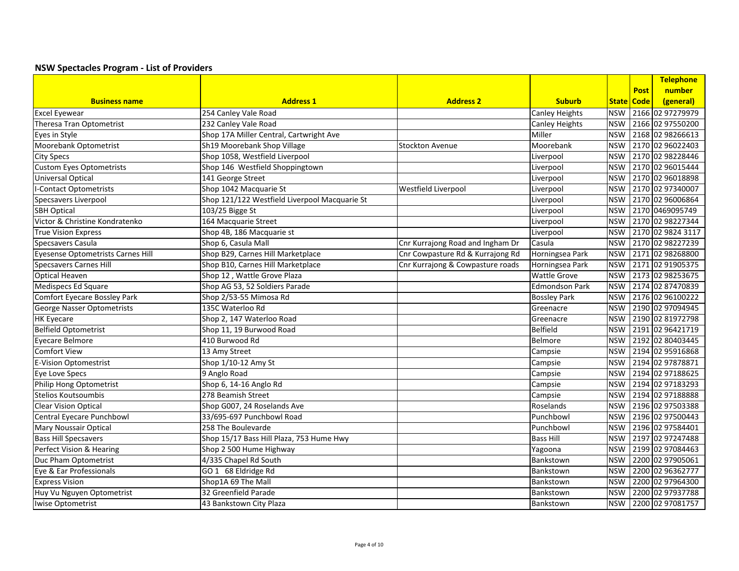## NSW Spectacles Program - List of Providers

| Business name | Address 1 | Address 2 | Suburb | State | Post Code | Telephone number (general) |
|---|---|---|---|---|---|---|
| Excel Eyewear | 254 Canley Vale Road | | Canley Heights | NSW | 2166 | 02 97279979 |
| Theresa Tran Optometrist | 232 Canley Vale Road | | Canley Heights | NSW | 2166 | 02 97550200 |
| Eyes in Style | Shop 17A Miller Central, Cartwright Ave | | Miller | NSW | 2168 | 02 98266613 |
| Moorebank Optometrist | Sh19 Moorebank Shop Village | Stockton Avenue | Moorebank | NSW | 2170 | 02 96022403 |
| City Specs | Shop 1058, Westfield Liverpool | | Liverpool | NSW | 2170 | 02 98228446 |
| Custom Eyes Optometrists | Shop 146 Westfield Shoppingtown | | Liverpool | NSW | 2170 | 02 96015444 |
| Universal Optical | 141 George Street | | Liverpool | NSW | 2170 | 02 96018898 |
| I-Contact Optometrists | Shop 1042 Macquarie St | Westfield Liverpool | Liverpool | NSW | 2170 | 02 97340007 |
| Specsavers Liverpool | Shop 121/122 Westfield Liverpool Macquarie St | | Liverpool | NSW | 2170 | 02 96006864 |
| SBH Optical | 103/25 Bigge St | | Liverpool | NSW | 2170 | 0469095749 |
| Victor & Christine Kondratenko | 164 Macquarie Street | | Liverpool | NSW | 2170 | 02 98227344 |
| True Vision Express | Shop 4B, 186 Macquarie st | | Liverpool | NSW | 2170 | 02 9824 3117 |
| Specsavers Casula | Shop 6, Casula Mall | Cnr Kurrajong Road and Ingham Dr | Casula | NSW | 2170 | 02 98227239 |
| Eyesense Optometrists Carnes Hill | Shop B29, Carnes Hill Marketplace | Cnr Cowpasture Rd & Kurrajong Rd | Horningsea Park | NSW | 2171 | 02 98268800 |
| Specsavers Carnes Hill | Shop B10, Carnes Hill Marketplace | Cnr Kurrajong & Cowpasture roads | Horningsea Park | NSW | 2171 | 02 91905375 |
| Optical Heaven | Shop 12 , Wattle Grove Plaza | | Wattle Grove | NSW | 2173 | 02 98253675 |
| Medispecs Ed Square | Shop AG 53, 52 Soldiers Parade | | Edmondson Park | NSW | 2174 | 02 87470839 |
| Comfort Eyecare Bossley Park | Shop 2/53-55 Mimosa Rd | | Bossley Park | NSW | 2176 | 02 96100222 |
| George Nasser Optometrists | 135C Waterloo Rd | | Greenacre | NSW | 2190 | 02 97094945 |
| HK Eyecare | Shop 2, 147 Waterloo Road | | Greenacre | NSW | 2190 | 02 81972798 |
| Belfield Optometrist | Shop 11, 19 Burwood Road | | Belfield | NSW | 2191 | 02 96421719 |
| Eyecare Belmore | 410 Burwood Rd | | Belmore | NSW | 2192 | 02 80403445 |
| Comfort View | 13 Amy Street | | Campsie | NSW | 2194 | 02 95916868 |
| E-Vision Optomestrist | Shop 1/10-12 Amy St | | Campsie | NSW | 2194 | 02 97878871 |
| Eye Love Specs | 9 Anglo Road | | Campsie | NSW | 2194 | 02 97188625 |
| Philip Hong Optometrist | Shop 6, 14-16 Anglo Rd | | Campsie | NSW | 2194 | 02 97183293 |
| Stelios Koutsoumbis | 278 Beamish Street | | Campsie | NSW | 2194 | 02 97188888 |
| Clear Vision Optical | Shop G007, 24 Roselands Ave | | Roselands | NSW | 2196 | 02 97503388 |
| Central Eyecare Punchbowl | 33/695-697 Punchbowl Road | | Punchbowl | NSW | 2196 | 02 97500443 |
| Mary Noussair Optical | 258 The Boulevarde | | Punchbowl | NSW | 2196 | 02 97584401 |
| Bass Hill Specsavers | Shop 15/17 Bass Hill Plaza, 753 Hume Hwy | | Bass Hill | NSW | 2197 | 02 97247488 |
| Perfect Vision & Hearing | Shop 2 500 Hume Highway | | Yagoona | NSW | 2199 | 02 97084463 |
| Duc Pham Optometrist | 4/335 Chapel Rd South | | Bankstown | NSW | 2200 | 02 97905061 |
| Eye & Ear Professionals | GO 1 68 Eldridge Rd | | Bankstown | NSW | 2200 | 02 96362777 |
| Express Vision | Shop1A 69 The Mall | | Bankstown | NSW | 2200 | 02 97964300 |
| Huy Vu Nguyen Optometrist | 32 Greenfield Parade | | Bankstown | NSW | 2200 | 02 97937788 |
| Iwise Optometrist | 43 Bankstown City Plaza | | Bankstown | NSW | 2200 | 02 97081757 |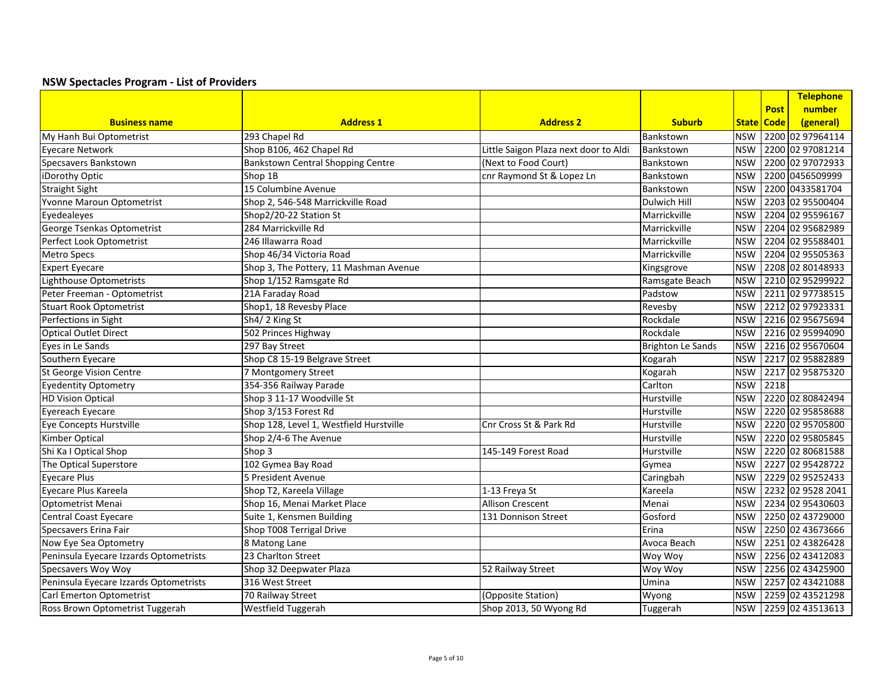## NSW Spectacles Program - List of Providers

| Business name | Address 1 | Address 2 | Suburb | State | Post Code | Telephone number (general) |
|---|---|---|---|---|---|---|
| My Hanh Bui Optometrist | 293 Chapel Rd | | Bankstown | NSW | 2200 | 02 97964114 |
| Eyecare Network | Shop B106, 462 Chapel Rd | Little Saigon Plaza next door to Aldi | Bankstown | NSW | 2200 | 02 97081214 |
| Specsavers Bankstown | Bankstown Central Shopping Centre | (Next to Food Court) | Bankstown | NSW | 2200 | 02 97072933 |
| iDorothy Optic | Shop 1B | cnr Raymond St & Lopez Ln | Bankstown | NSW | 2200 | 0456509999 |
| Straight Sight | 15 Columbine Avenue | | Bankstown | NSW | 2200 | 0433581704 |
| Yvonne Maroun Optometrist | Shop 2, 546-548 Marrickville Road | | Dulwich Hill | NSW | 2203 | 02 95500404 |
| Eyedealeyes | Shop2/20-22 Station St | | Marrickville | NSW | 2204 | 02 95596167 |
| George Tsenkas Optometrist | 284 Marrickville Rd | | Marrickville | NSW | 2204 | 02 95682989 |
| Perfect Look Optometrist | 246 Illawarra Road | | Marrickville | NSW | 2204 | 02 95588401 |
| Metro Specs | Shop 46/34 Victoria Road | | Marrickville | NSW | 2204 | 02 95505363 |
| Expert Eyecare | Shop 3, The Pottery, 11 Mashman Avenue | | Kingsgrove | NSW | 2208 | 02 80148933 |
| Lighthouse Optometrists | Shop 1/152 Ramsgate Rd | | Ramsgate Beach | NSW | 2210 | 02 95299922 |
| Peter Freeman - Optometrist | 21A Faraday Road | | Padstow | NSW | 2211 | 02 97738515 |
| Stuart Rook Optometrist | Shop1, 18 Revesby Place | | Revesby | NSW | 2212 | 02 97923331 |
| Perfections in Sight | Sh4/ 2 King St | | Rockdale | NSW | 2216 | 02 95675694 |
| Optical Outlet Direct | 502 Princes Highway | | Rockdale | NSW | 2216 | 02 95994090 |
| Eyes in Le Sands | 297 Bay Street | | Brighton Le Sands | NSW | 2216 | 02 95670604 |
| Southern Eyecare | Shop C8 15-19 Belgrave Street | | Kogarah | NSW | 2217 | 02 95882889 |
| St George Vision Centre | 7 Montgomery Street | | Kogarah | NSW | 2217 | 02 95875320 |
| Eyedentity Optometry | 354-356 Railway Parade | | Carlton | NSW | 2218 | |
| HD Vision Optical | Shop 3 11-17 Woodville St | | Hurstville | NSW | 2220 | 02 80842494 |
| Eyereach Eyecare | Shop 3/153 Forest Rd | | Hurstville | NSW | 2220 | 02 95858688 |
| Eye Concepts Hurstville | Shop 128, Level 1, Westfield Hurstville | Cnr Cross St & Park Rd | Hurstville | NSW | 2220 | 02 95705800 |
| Kimber Optical | Shop 2/4-6 The Avenue | | Hurstville | NSW | 2220 | 02 95805845 |
| Shi Ka I Optical Shop | Shop 3 | 145-149 Forest Road | Hurstville | NSW | 2220 | 02 80681588 |
| The Optical Superstore | 102 Gymea Bay Road | | Gymea | NSW | 2227 | 02 95428722 |
| Eyecare Plus | 5 President Avenue | | Caringbah | NSW | 2229 | 02 95252433 |
| Eyecare Plus Kareela | Shop T2, Kareela Village | 1-13 Freya St | Kareela | NSW | 2232 | 02 9528 2041 |
| Optometrist Menai | Shop 16, Menai Market Place | Allison Crescent | Menai | NSW | 2234 | 02 95430603 |
| Central Coast Eyecare | Suite 1, Kensmen Building | 131 Donnison Street | Gosford | NSW | 2250 | 02 43729000 |
| Specsavers Erina Fair | Shop T008 Terrigal Drive | | Erina | NSW | 2250 | 02 43673666 |
| Now Eye Sea Optometry | 8 Matong Lane | | Avoca Beach | NSW | 2251 | 02 43826428 |
| Peninsula Eyecare Izzards Optometrists | 23 Charlton Street | | Woy Woy | NSW | 2256 | 02 43412083 |
| Specsavers Woy Woy | Shop 32 Deepwater Plaza | 52 Railway Street | Woy Woy | NSW | 2256 | 02 43425900 |
| Peninsula Eyecare Izzards Optometrists | 316 West Street | | Umina | NSW | 2257 | 02 43421088 |
| Carl Emerton Optometrist | 70 Railway Street | (Opposite Station) | Wyong | NSW | 2259 | 02 43521298 |
| Ross Brown Optometrist Tuggerah | Westfield Tuggerah | Shop 2013, 50 Wyong Rd | Tuggerah | NSW | 2259 | 02 43513613 |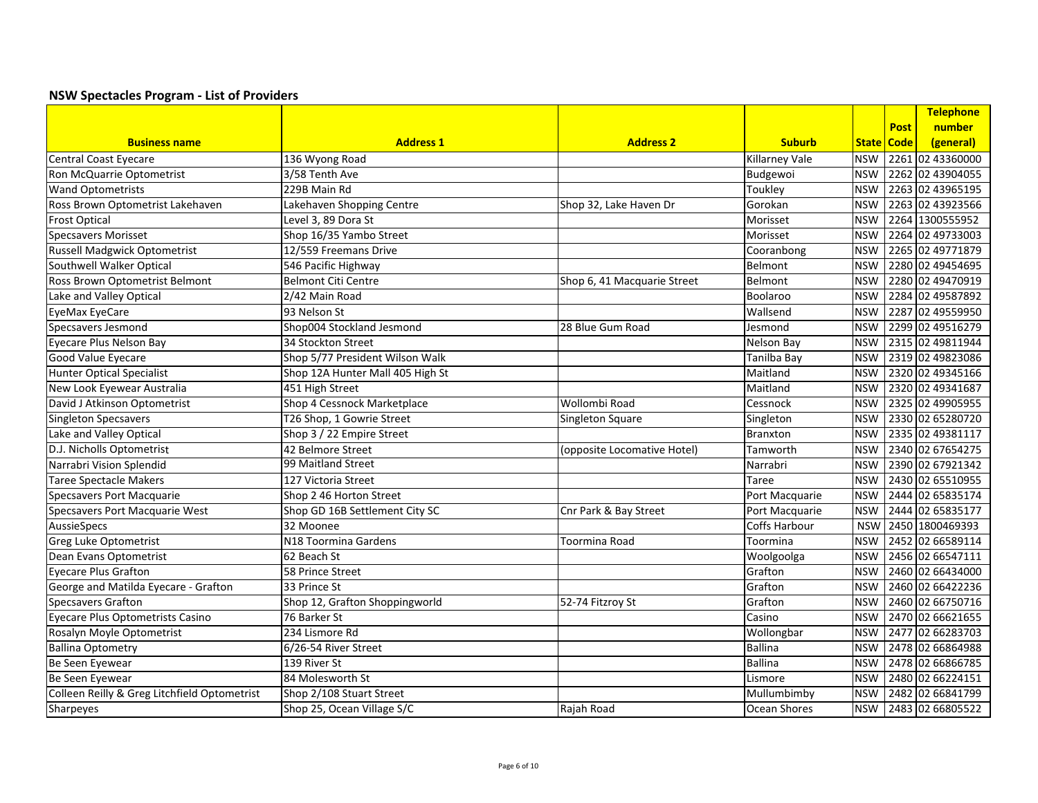## NSW Spectacles Program - List of Providers

| Business name | Address 1 | Address 2 | Suburb | State | Post Code | Telephone number (general) |
|---|---|---|---|---|---|---|
| Central Coast Eyecare | 136 Wyong Road | | Killarney Vale | NSW | 2261 | 02 43360000 |
| Ron McQuarrie Optometrist | 3/58 Tenth Ave | | Budgewoi | NSW | 2262 | 02 43904055 |
| Wand Optometrists | 229B Main Rd | | Toukley | NSW | 2263 | 02 43965195 |
| Ross Brown Optometrist Lakehaven | Lakehaven Shopping Centre | Shop 32, Lake Haven Dr | Gorokan | NSW | 2263 | 02 43923566 |
| Frost Optical | Level 3, 89 Dora St | | Morisset | NSW | 2264 | 1300555952 |
| Specsavers Morisset | Shop 16/35 Yambo Street | | Morisset | NSW | 2264 | 02 49733003 |
| Russell Madgwick Optometrist | 12/559 Freemans Drive | | Cooranbong | NSW | 2265 | 02 49771879 |
| Southwell Walker Optical | 546 Pacific Highway | | Belmont | NSW | 2280 | 02 49454695 |
| Ross Brown Optometrist Belmont | Belmont Citi Centre | Shop 6, 41 Macquarie Street | Belmont | NSW | 2280 | 02 49470919 |
| Lake and Valley Optical | 2/42 Main Road | | Boolaroo | NSW | 2284 | 02 49587892 |
| EyeMax EyeCare | 93 Nelson St | | Wallsend | NSW | 2287 | 02 49559950 |
| Specsavers Jesmond | Shop004 Stockland Jesmond | 28 Blue Gum Road | Jesmond | NSW | 2299 | 02 49516279 |
| Eyecare Plus Nelson Bay | 34 Stockton Street | | Nelson Bay | NSW | 2315 | 02 49811944 |
| Good Value Eyecare | Shop 5/77 President Wilson Walk | | Tanilba Bay | NSW | 2319 | 02 49823086 |
| Hunter Optical Specialist | Shop 12A Hunter Mall 405 High St | | Maitland | NSW | 2320 | 02 49345166 |
| New Look Eyewear Australia | 451 High Street | | Maitland | NSW | 2320 | 02 49341687 |
| David J Atkinson Optometrist | Shop 4 Cessnock Marketplace | Wollombi Road | Cessnock | NSW | 2325 | 02 49905955 |
| Singleton Specsavers | T26 Shop, 1 Gowrie Street | Singleton Square | Singleton | NSW | 2330 | 02 65280720 |
| Lake and Valley Optical | Shop 3 / 22 Empire Street | | Branxton | NSW | 2335 | 02 49381117 |
| D.J. Nicholls Optometrist | 42 Belmore Street | (opposite Locomative Hotel) | Tamworth | NSW | 2340 | 02 67654275 |
| Narrabri Vision Splendid | 99 Maitland Street | | Narrabri | NSW | 2390 | 02 67921342 |
| Taree Spectacle Makers | 127 Victoria Street | | Taree | NSW | 2430 | 02 65510955 |
| Specsavers Port Macquarie | Shop 2 46 Horton Street | | Port Macquarie | NSW | 2444 | 02 65835174 |
| Specsavers Port Macquarie West | Shop GD 16B Settlement City SC | Cnr Park & Bay Street | Port Macquarie | NSW | 2444 | 02 65835177 |
| AussieSpecs | 32 Moonee | | Coffs Harbour | NSW | 2450 | 1800469393 |
| Greg Luke Optometrist | N18 Toormina Gardens | Toormina Road | Toormina | NSW | 2452 | 02 66589114 |
| Dean Evans Optometrist | 62 Beach St | | Woolgoolga | NSW | 2456 | 02 66547111 |
| Eyecare Plus Grafton | 58 Prince Street | | Grafton | NSW | 2460 | 02 66434000 |
| George and Matilda Eyecare - Grafton | 33 Prince St | | Grafton | NSW | 2460 | 02 66422236 |
| Specsavers Grafton | Shop 12, Grafton Shoppingworld | 52-74 Fitzroy St | Grafton | NSW | 2460 | 02 66750716 |
| Eyecare Plus Optometrists Casino | 76 Barker St | | Casino | NSW | 2470 | 02 66621655 |
| Rosalyn Moyle Optometrist | 234 Lismore Rd | | Wollongbar | NSW | 2477 | 02 66283703 |
| Ballina Optometry | 6/26-54 River Street | | Ballina | NSW | 2478 | 02 66864988 |
| Be Seen Eyewear | 139 River St | | Ballina | NSW | 2478 | 02 66866785 |
| Be Seen Eyewear | 84 Molesworth St | | Lismore | NSW | 2480 | 02 66224151 |
| Colleen Reilly & Greg Litchfield Optometrist | Shop 2/108 Stuart Street | | Mullumbimby | NSW | 2482 | 02 66841799 |
| Sharpeyes | Shop 25, Ocean Village S/C | Rajah Road | Ocean Shores | NSW | 2483 | 02 66805522 |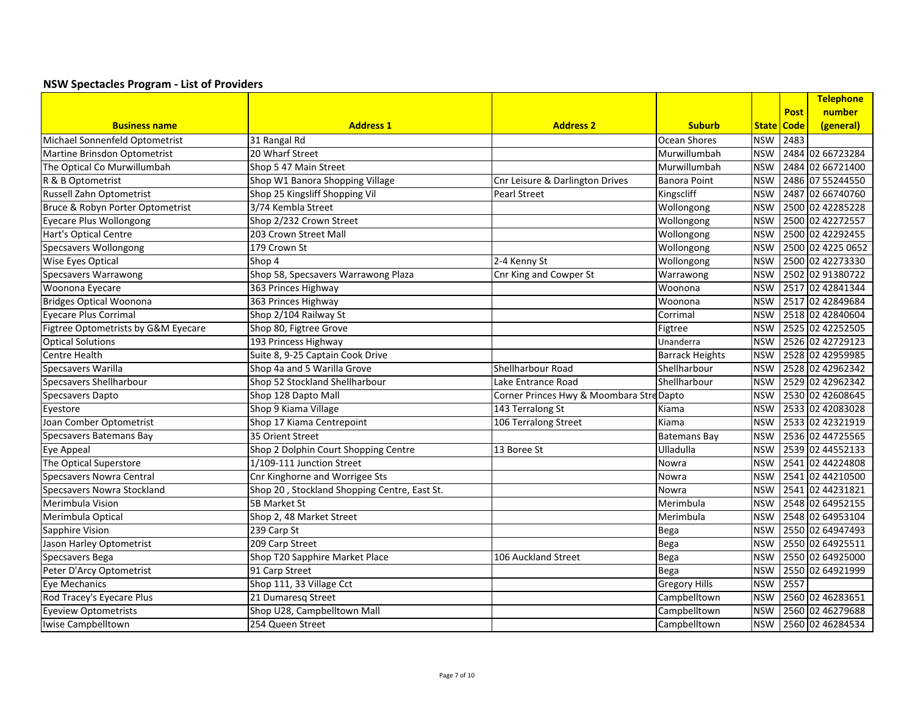## NSW Spectacles Program - List of Providers

| Business name | Address 1 | Address 2 | Suburb | State | Post Code | Telephone number (general) |
|---|---|---|---|---|---|---|
| Michael Sonnenfeld Optometrist | 31 Rangal Rd | | Ocean Shores | NSW | 2483 | |
| Martine Brinsdon Optometrist | 20 Wharf Street | | Murwillumbah | NSW | 2484 | 02 66723284 |
| The Optical Co Murwillumbah | Shop 5 47 Main Street | | Murwillumbah | NSW | 2484 | 02 66721400 |
| R & B Optometrist | Shop W1 Banora Shopping Village | Cnr Leisure & Darlington Drives | Banora Point | NSW | 2486 | 07 55244550 |
| Russell Zahn Optometrist | Shop 25 Kingsliff Shopping Vil | Pearl Street | Kingscliff | NSW | 2487 | 02 66740760 |
| Bruce & Robyn Porter Optometrist | 3/74 Kembla Street | | Wollongong | NSW | 2500 | 02 42285228 |
| Eyecare Plus Wollongong | Shop 2/232 Crown Street | | Wollongong | NSW | 2500 | 02 42272557 |
| Hart's Optical Centre | 203 Crown Street Mall | | Wollongong | NSW | 2500 | 02 42292455 |
| Specsavers Wollongong | 179 Crown St | | Wollongong | NSW | 2500 | 02 4225 0652 |
| Wise Eyes Optical | Shop 4 | 2-4 Kenny St | Wollongong | NSW | 2500 | 02 42273330 |
| Specsavers Warrawong | Shop 58, Specsavers Warrawong Plaza | Cnr King and Cowper St | Warrawong | NSW | 2502 | 02 91380722 |
| Woonona Eyecare | 363 Princes Highway | | Woonona | NSW | 2517 | 02 42841344 |
| Bridges Optical Woonona | 363 Princes Highway | | Woonona | NSW | 2517 | 02 42849684 |
| Eyecare Plus Corrimal | Shop 2/104 Railway St | | Corrimal | NSW | 2518 | 02 42840604 |
| Figtree Optometrists by G&M Eyecare | Shop 80, Figtree Grove | | Figtree | NSW | 2525 | 02 42252505 |
| Optical Solutions | 193 Princess Highway | | Unanderra | NSW | 2526 | 02 42729123 |
| Centre Health | Suite 8, 9-25 Captain Cook Drive | | Barrack Heights | NSW | 2528 | 02 42959985 |
| Specsavers Warilla | Shop 4a and 5 Warilla Grove | Shellharbour Road | Shellharbour | NSW | 2528 | 02 42962342 |
| Specsavers Shellharbour | Shop 52 Stockland Shellharbour | Lake Entrance Road | Shellharbour | NSW | 2529 | 02 42962342 |
| Specsavers Dapto | Shop 128 Dapto Mall | Corner Princes Hwy & Moombara Stre | Dapto | NSW | 2530 | 02 42608645 |
| Eyestore | Shop 9 Kiama Village | 143 Terralong St | Kiama | NSW | 2533 | 02 42083028 |
| Joan Comber Optometrist | Shop 17 Kiama Centrepoint | 106 Terralong Street | Kiama | NSW | 2533 | 02 42321919 |
| Specsavers Batemans Bay | 35 Orient Street | | Batemans Bay | NSW | 2536 | 02 44725565 |
| Eye Appeal | Shop 2 Dolphin Court Shopping Centre | 13 Boree St | Ulladulla | NSW | 2539 | 02 44552133 |
| The Optical Superstore | 1/109-111 Junction Street | | Nowra | NSW | 2541 | 02 44224808 |
| Specsavers Nowra Central | Cnr Kinghorne and Worrigee Sts | | Nowra | NSW | 2541 | 02 44210500 |
| Specsavers Nowra Stockland | Shop 20 , Stockland Shopping Centre, East St. | | Nowra | NSW | 2541 | 02 44231821 |
| Merimbula Vision | 5B Market St | | Merimbula | NSW | 2548 | 02 64952155 |
| Merimbula Optical | Shop 2, 48 Market Street | | Merimbula | NSW | 2548 | 02 64953104 |
| Sapphire Vision | 239 Carp St | | Bega | NSW | 2550 | 02 64947493 |
| Jason Harley Optometrist | 209 Carp Street | | Bega | NSW | 2550 | 02 64925511 |
| Specsavers Bega | Shop T20 Sapphire Market Place | 106 Auckland Street | Bega | NSW | 2550 | 02 64925000 |
| Peter D'Arcy Optometrist | 91 Carp Street | | Bega | NSW | 2550 | 02 64921999 |
| Eye Mechanics | Shop 111, 33 Village Cct | | Gregory Hills | NSW | 2557 | |
| Rod Tracey's Eyecare Plus | 21 Dumaresq Street | | Campbelltown | NSW | 2560 | 02 46283651 |
| Eyeview Optometrists | Shop U28, Campbelltown Mall | | Campbelltown | NSW | 2560 | 02 46279688 |
| Iwise Campbelltown | 254 Queen Street | | Campbelltown | NSW | 2560 | 02 46284534 |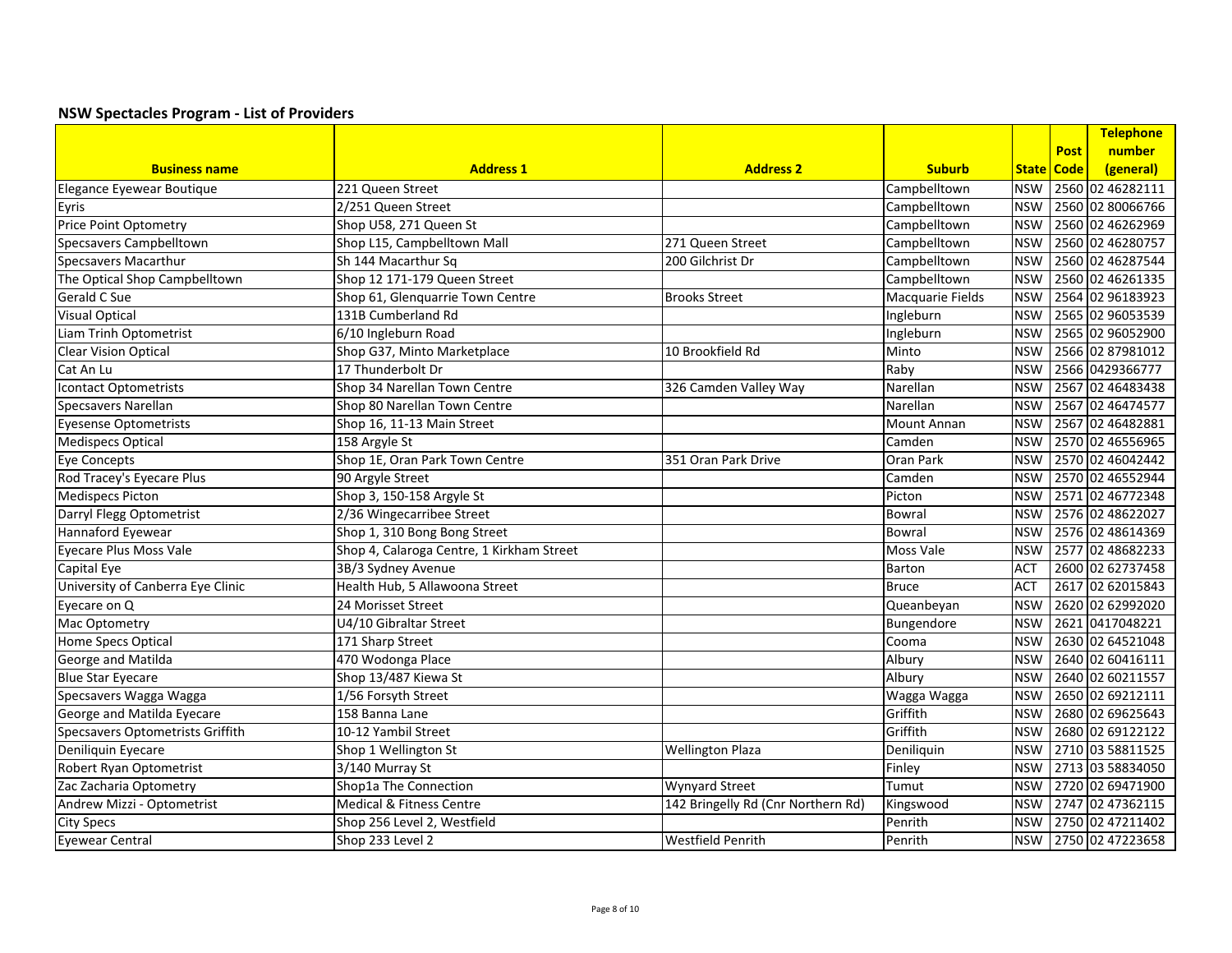## NSW Spectacles Program - List of Providers

| Business name | Address 1 | Address 2 | Suburb | State | Post Code | Telephone number (general) |
|---|---|---|---|---|---|---|
| Elegance Eyewear Boutique | 221 Queen Street | | Campbelltown | NSW | 2560 | 02 46282111 |
| Eyris | 2/251 Queen Street | | Campbelltown | NSW | 2560 | 02 80066766 |
| Price Point Optometry | Shop U58, 271 Queen St | | Campbelltown | NSW | 2560 | 02 46262969 |
| Specsavers Campbelltown | Shop L15, Campbelltown Mall | 271 Queen Street | Campbelltown | NSW | 2560 | 02 46280757 |
| Specsavers Macarthur | Sh 144 Macarthur Sq | 200 Gilchrist Dr | Campbelltown | NSW | 2560 | 02 46287544 |
| The Optical Shop Campbelltown | Shop 12 171-179 Queen Street | | Campbelltown | NSW | 2560 | 02 46261335 |
| Gerald C Sue | Shop 61, Glenquarrie Town Centre | Brooks Street | Macquarie Fields | NSW | 2564 | 02 96183923 |
| Visual Optical | 131B Cumberland Rd | | Ingleburn | NSW | 2565 | 02 96053539 |
| Liam Trinh Optometrist | 6/10 Ingleburn Road | | Ingleburn | NSW | 2565 | 02 96052900 |
| Clear Vision Optical | Shop G37, Minto Marketplace | 10 Brookfield Rd | Minto | NSW | 2566 | 02 87981012 |
| Cat An Lu | 17 Thunderbolt Dr | | Raby | NSW | 2566 | 0429366777 |
| Icontact Optometrists | Shop 34 Narellan Town Centre | 326 Camden Valley Way | Narellan | NSW | 2567 | 02 46483438 |
| Specsavers Narellan | Shop 80 Narellan Town Centre | | Narellan | NSW | 2567 | 02 46474577 |
| Eyesense Optometrists | Shop 16, 11-13 Main Street | | Mount Annan | NSW | 2567 | 02 46482881 |
| Medispecs Optical | 158 Argyle St | | Camden | NSW | 2570 | 02 46556965 |
| Eye Concepts | Shop 1E, Oran Park Town Centre | 351 Oran Park Drive | Oran Park | NSW | 2570 | 02 46042442 |
| Rod Tracey's Eyecare Plus | 90 Argyle Street | | Camden | NSW | 2570 | 02 46552944 |
| Medispecs Picton | Shop 3, 150-158 Argyle St | | Picton | NSW | 2571 | 02 46772348 |
| Darryl Flegg Optometrist | 2/36 Wingecarribee Street | | Bowral | NSW | 2576 | 02 48622027 |
| Hannaford Eyewear | Shop 1, 310 Bong Bong Street | | Bowral | NSW | 2576 | 02 48614369 |
| Eyecare Plus Moss Vale | Shop 4, Calaroga Centre, 1 Kirkham Street | | Moss Vale | NSW | 2577 | 02 48682233 |
| Capital Eye | 3B/3 Sydney Avenue | | Barton | ACT | 2600 | 02 62737458 |
| University of Canberra Eye Clinic | Health Hub, 5 Allawoona Street | | Bruce | ACT | 2617 | 02 62015843 |
| Eyecare on Q | 24 Morisset Street | | Queanbeyan | NSW | 2620 | 02 62992020 |
| Mac Optometry | U4/10 Gibraltar Street | | Bungendore | NSW | 2621 | 0417048221 |
| Home Specs Optical | 171 Sharp Street | | Cooma | NSW | 2630 | 02 64521048 |
| George and Matilda | 470 Wodonga Place | | Albury | NSW | 2640 | 02 60416111 |
| Blue Star Eyecare | Shop 13/487 Kiewa St | | Albury | NSW | 2640 | 02 60211557 |
| Specsavers Wagga Wagga | 1/56 Forsyth Street | | Wagga Wagga | NSW | 2650 | 02 69212111 |
| George and Matilda Eyecare | 158 Banna Lane | | Griffith | NSW | 2680 | 02 69625643 |
| Specsavers Optometrists Griffith | 10-12 Yambil Street | | Griffith | NSW | 2680 | 02 69122122 |
| Deniliquin Eyecare | Shop 1 Wellington St | Wellington Plaza | Deniliquin | NSW | 2710 | 03 58811525 |
| Robert Ryan Optometrist | 3/140 Murray St | | Finley | NSW | 2713 | 03 58834050 |
| Zac Zacharia Optometry | Shop1a The Connection | Wynyard Street | Tumut | NSW | 2720 | 02 69471900 |
| Andrew Mizzi - Optometrist | Medical & Fitness Centre | 142 Bringelly Rd (Cnr Northern Rd) | Kingswood | NSW | 2747 | 02 47362115 |
| City Specs | Shop 256 Level 2, Westfield | | Penrith | NSW | 2750 | 02 47211402 |
| Eyewear Central | Shop 233 Level 2 | Westfield Penrith | Penrith | NSW | 2750 | 02 47223658 |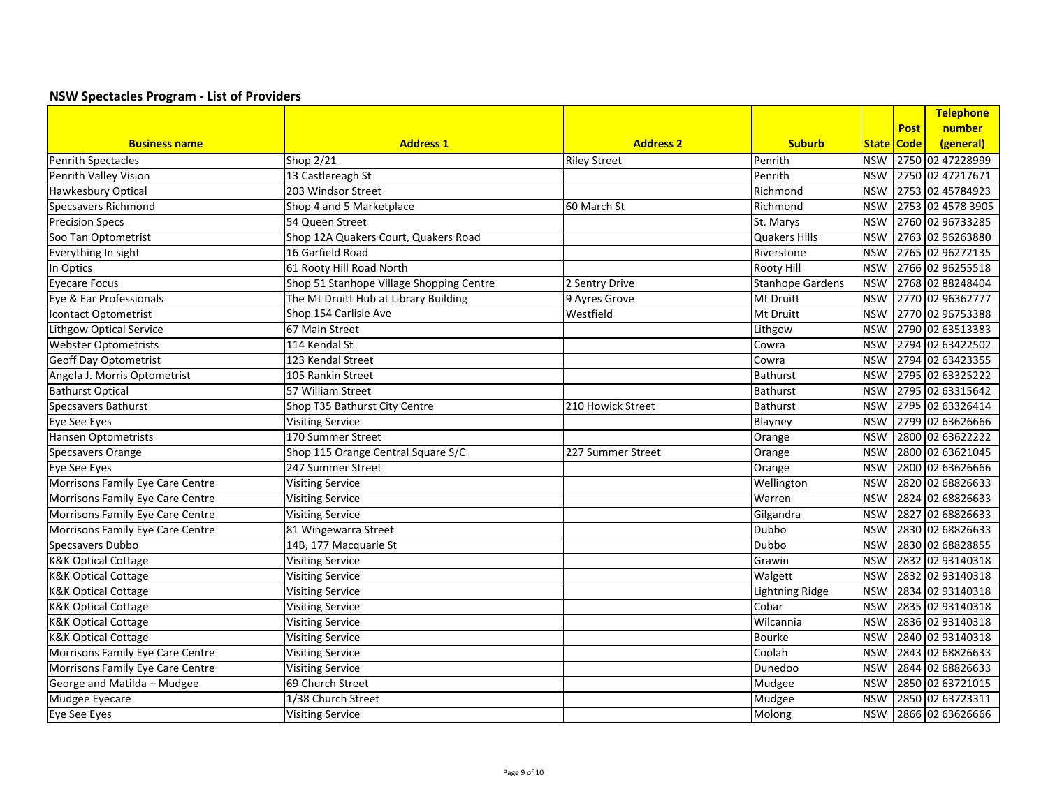## NSW Spectacles Program - List of Providers

| Business name | Address 1 | Address 2 | Suburb | State | Post Code | Telephone number (general) |
|---|---|---|---|---|---|---|
| Penrith Spectacles | Shop 2/21 | Riley Street | Penrith | NSW | 2750 | 02 47228999 |
| Penrith Valley Vision | 13 Castlereagh St | | Penrith | NSW | 2750 | 02 47217671 |
| Hawkesbury Optical | 203 Windsor Street | | Richmond | NSW | 2753 | 02 45784923 |
| Specsavers Richmond | Shop 4 and 5 Marketplace | 60 March St | Richmond | NSW | 2753 | 02 4578 3905 |
| Precision Specs | 54 Queen Street | | St. Marys | NSW | 2760 | 02 96733285 |
| Soo Tan Optometrist | Shop 12A Quakers Court, Quakers Road | | Quakers Hills | NSW | 2763 | 02 96263880 |
| Everything In sight | 16 Garfield Road | | Riverstone | NSW | 2765 | 02 96272135 |
| In Optics | 61 Rooty Hill Road North | | Rooty Hill | NSW | 2766 | 02 96255518 |
| Eyecare Focus | Shop 51 Stanhope Village Shopping Centre | 2 Sentry Drive | Stanhope Gardens | NSW | 2768 | 02 88248404 |
| Eye & Ear Professionals | The Mt Druitt Hub at Library Building | 9 Ayres Grove | Mt Druitt | NSW | 2770 | 02 96362777 |
| Icontact Optometrist | Shop 154 Carlisle Ave | Westfield | Mt Druitt | NSW | 2770 | 02 96753388 |
| Lithgow Optical Service | 67 Main Street | | Lithgow | NSW | 2790 | 02 63513383 |
| Webster Optometrists | 114 Kendal St | | Cowra | NSW | 2794 | 02 63422502 |
| Geoff Day Optometrist | 123 Kendal Street | | Cowra | NSW | 2794 | 02 63423355 |
| Angela J. Morris Optometrist | 105 Rankin Street | | Bathurst | NSW | 2795 | 02 63325222 |
| Bathurst Optical | 57 William Street | | Bathurst | NSW | 2795 | 02 63315642 |
| Specsavers Bathurst | Shop T35 Bathurst City Centre | 210 Howick Street | Bathurst | NSW | 2795 | 02 63326414 |
| Eye See Eyes | Visiting Service | | Blayney | NSW | 2799 | 02 63626666 |
| Hansen Optometrists | 170 Summer Street | | Orange | NSW | 2800 | 02 63622222 |
| Specsavers Orange | Shop 115 Orange Central Square S/C | 227 Summer Street | Orange | NSW | 2800 | 02 63621045 |
| Eye See Eyes | 247 Summer Street | | Orange | NSW | 2800 | 02 63626666 |
| Morrisons Family Eye Care Centre | Visiting Service | | Wellington | NSW | 2820 | 02 68826633 |
| Morrisons Family Eye Care Centre | Visiting Service | | Warren | NSW | 2824 | 02 68826633 |
| Morrisons Family Eye Care Centre | Visiting Service | | Gilgandra | NSW | 2827 | 02 68826633 |
| Morrisons Family Eye Care Centre | 81 Wingewarra Street | | Dubbo | NSW | 2830 | 02 68826633 |
| Specsavers Dubbo | 14B, 177 Macquarie St | | Dubbo | NSW | 2830 | 02 68828855 |
| K&K Optical Cottage | Visiting Service | | Grawin | NSW | 2832 | 02 93140318 |
| K&K Optical Cottage | Visiting Service | | Walgett | NSW | 2832 | 02 93140318 |
| K&K Optical Cottage | Visiting Service | | Lightning Ridge | NSW | 2834 | 02 93140318 |
| K&K Optical Cottage | Visiting Service | | Cobar | NSW | 2835 | 02 93140318 |
| K&K Optical Cottage | Visiting Service | | Wilcannia | NSW | 2836 | 02 93140318 |
| K&K Optical Cottage | Visiting Service | | Bourke | NSW | 2840 | 02 93140318 |
| Morrisons Family Eye Care Centre | Visiting Service | | Coolah | NSW | 2843 | 02 68826633 |
| Morrisons Family Eye Care Centre | Visiting Service | | Dunedoo | NSW | 2844 | 02 68826633 |
| George and Matilda – Mudgee | 69 Church Street | | Mudgee | NSW | 2850 | 02 63721015 |
| Mudgee Eyecare | 1/38 Church Street | | Mudgee | NSW | 2850 | 02 63723311 |
| Eye See Eyes | Visiting Service | | Molong | NSW | 2866 | 02 63626666 |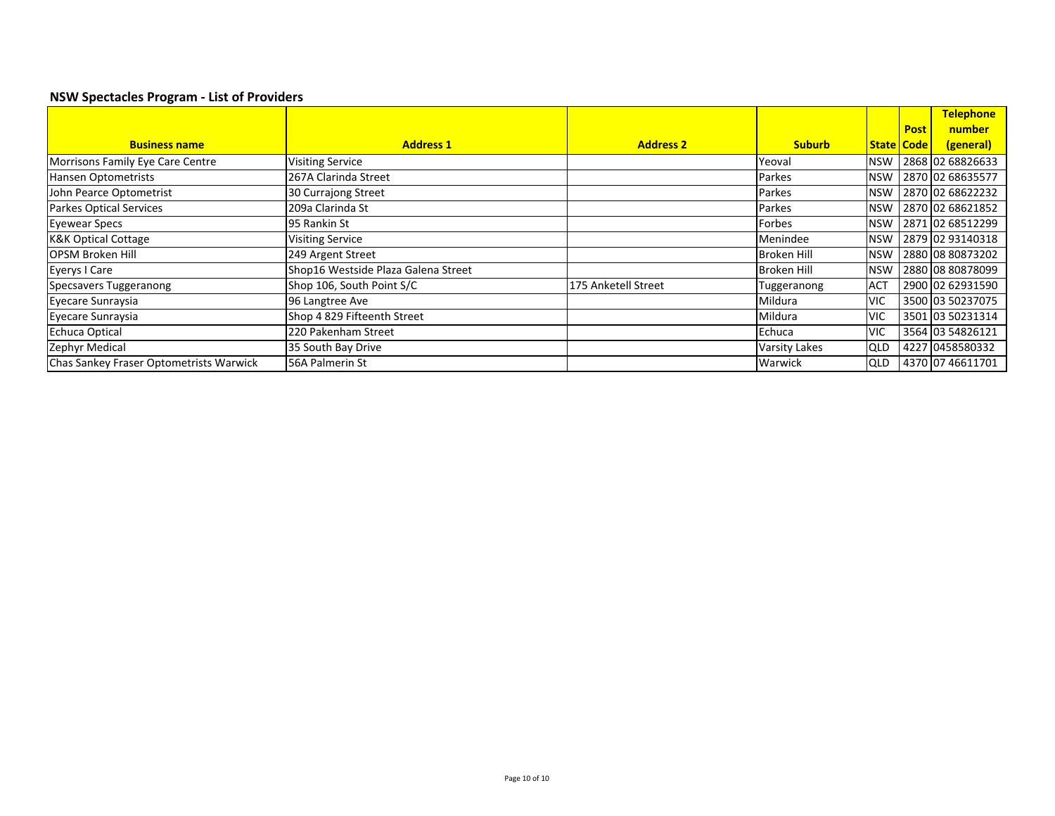## NSW Spectacles Program - List of Providers

| Business name | Address 1 | Address 2 | Suburb | State | Post Code | Telephone number (general) |
|---|---|---|---|---|---|---|
| Morrisons Family Eye Care Centre | Visiting Service | | Yeoval | NSW | 2868 | 02 68826633 |
| Hansen Optometrists | 267A Clarinda Street | | Parkes | NSW | 2870 | 02 68635577 |
| John Pearce Optometrist | 30 Currajong Street | | Parkes | NSW | 2870 | 02 68622232 |
| Parkes Optical Services | 209a Clarinda St | | Parkes | NSW | 2870 | 02 68621852 |
| Eyewear Specs | 95 Rankin St | | Forbes | NSW | 2871 | 02 68512299 |
| K&K Optical Cottage | Visiting Service | | Menindee | NSW | 2879 | 02 93140318 |
| OPSM Broken Hill | 249 Argent Street | | Broken Hill | NSW | 2880 | 08 80873202 |
| Eyerys I Care | Shop16 Westside Plaza Galena Street | | Broken Hill | NSW | 2880 | 08 80878099 |
| Specsavers Tuggeranong | Shop 106, South Point S/C | 175 Anketell Street | Tuggeranong | ACT | 2900 | 02 62931590 |
| Eyecare Sunraysia | 96 Langtree Ave | | Mildura | VIC | 3500 | 03 50237075 |
| Eyecare Sunraysia | Shop 4 829 Fifteenth Street | | Mildura | VIC | 3501 | 03 50231314 |
| Echuca Optical | 220 Pakenham Street | | Echuca | VIC | 3564 | 03 54826121 |
| Zephyr Medical | 35 South Bay Drive | | Varsity Lakes | QLD | 4227 | 0458580332 |
| Chas Sankey Fraser Optometrists Warwick | 56A Palmerin St | | Warwick | QLD | 4370 | 07 46611701 |